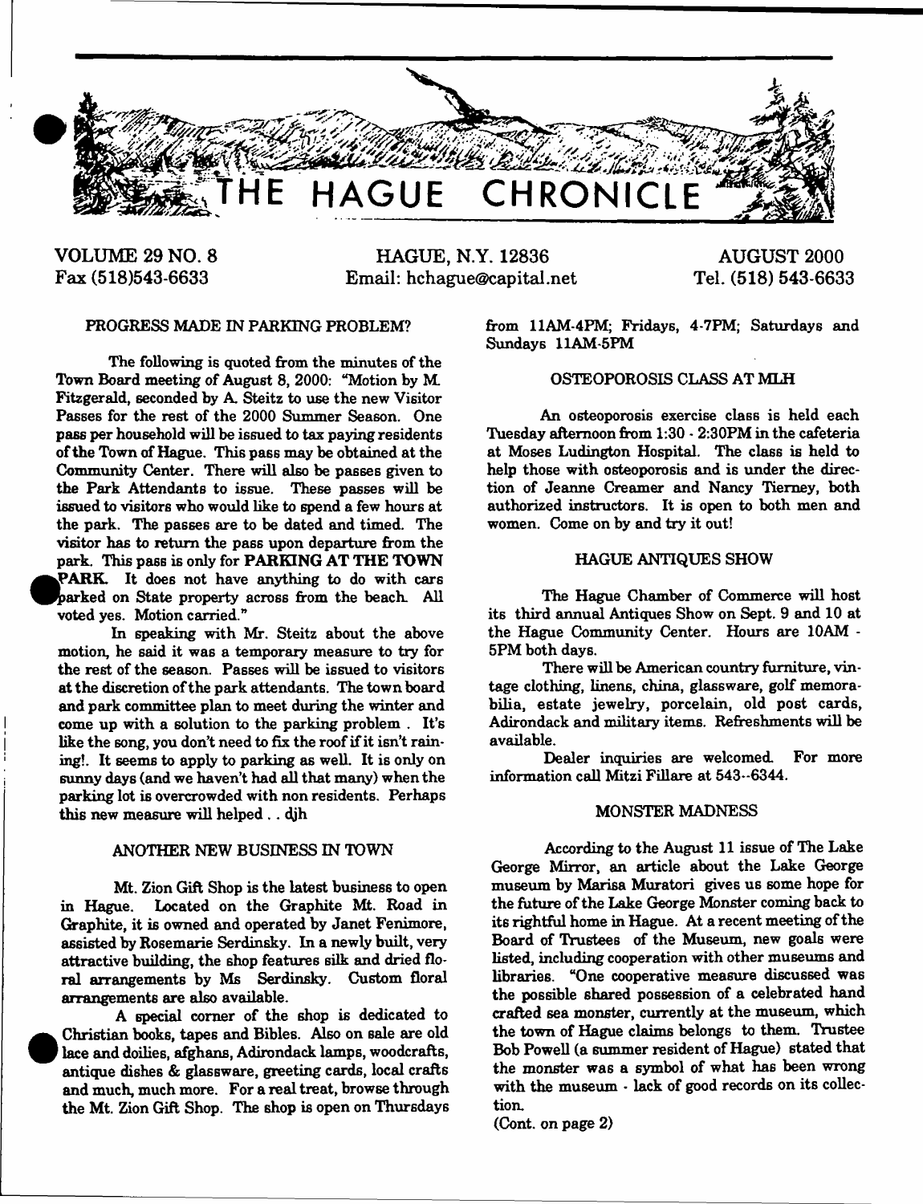# THE HAGUE CHRONICLE

VOLUME 29 NO. 8
Fax (518)543-6633

HAGUE, N.Y. 12836
Email: hchague@capital.net

AUGUST 2000
Tel. (518) 543-6633

## PROGRESS MADE IN PARKING PROBLEM?

The following is quoted from the minutes of the Town Board meeting of August 8, 2000: "Motion by M. Fitzgerald, seconded by A. Steitz to use the new Visitor Passes for the rest of the 2000 Summer Season. One pass per household will be issued to tax paying residents of the Town of Hague. This pass may be obtained at the Community Center. There will also be passes given to the Park Attendants to issue. These passes will be issued to visitors who would like to spend a few hours at the park. The passes are to be dated and timed. The visitor has to return the pass upon departure from the park. This pass is only for **PARKING AT THE TOWN PARK.** It does not have anything to do with cars parked on State property across from the beach. All voted yes. Motion carried."

In speaking with Mr. Steitz about the above motion, he said it was a temporary measure to try for the rest of the season. Passes will be issued to visitors at the discretion of the park attendants. The town board and park committee plan to meet during the winter and come up with a solution to the parking problem . It's like the song, you don't need to fix the roof if it isn't raining!. It seems to apply to parking as well. It is only on sunny days (and we haven't had all that many) when the parking lot is overcrowded with non residents. Perhaps this new measure will helped . . djh

## ANOTHER NEW BUSINESS IN TOWN

Mt. Zion Gift Shop is the latest business to open in Hague. Located on the Graphite Mt. Road in Graphite, it is owned and operated by Janet Fenimore, assisted by Rosemarie Serdinsky. In a newly built, very attractive building, the shop features silk and dried floral arrangements by Ms Serdinsky. Custom floral arrangements are also available.

A special corner of the shop is dedicated to Christian books, tapes and Bibles. Also on sale are old lace and doilies, afghans, Adirondack lamps, woodcrafts, antique dishes & glassware, greeting cards, local crafts and much, much more. For a real treat, browse through the Mt. Zion Gift Shop. The shop is open on Thursdays from 11AM-4PM; Fridays, 4-7PM; Saturdays and Sundays 11AM-5PM

## OSTEOPOROSIS CLASS AT MLH

An osteoporosis exercise class is held each Tuesday afternoon from 1:30 - 2:30PM in the cafeteria at Moses Ludington Hospital. The class is held to help those with osteoporosis and is under the direction of Jeanne Creamer and Nancy Tierney, both authorized instructors. It is open to both men and women. Come on by and try it out!

## HAGUE ANTIQUES SHOW

The Hague Chamber of Commerce will host its third annual Antiques Show on Sept. 9 and 10 at the Hague Community Center. Hours are 10AM - 5PM both days.

There will be American country furniture, vintage clothing, linens, china, glassware, golf memorabilia, estate jewelry, porcelain, old post cards, Adirondack and military items. Refreshments will be available.

Dealer inquiries are welcomed. For more information call Mitzi Fillare at 543--6344.

## MONSTER MADNESS

According to the August 11 issue of The Lake George Mirror, an article about the Lake George museum by Marisa Muratori gives us some hope for the future of the Lake George Monster coming back to its rightful home in Hague. At a recent meeting of the Board of Trustees of the Museum, new goals were listed, including cooperation with other museums and libraries. "One cooperative measure discussed was the possible shared possession of a celebrated hand crafted sea monster, currently at the museum, which the town of Hague claims belongs to them. Trustee Bob Powell (a summer resident of Hague) stated that the monster was a symbol of what has been wrong with the museum - lack of good records on its collection.

(Cont. on page 2)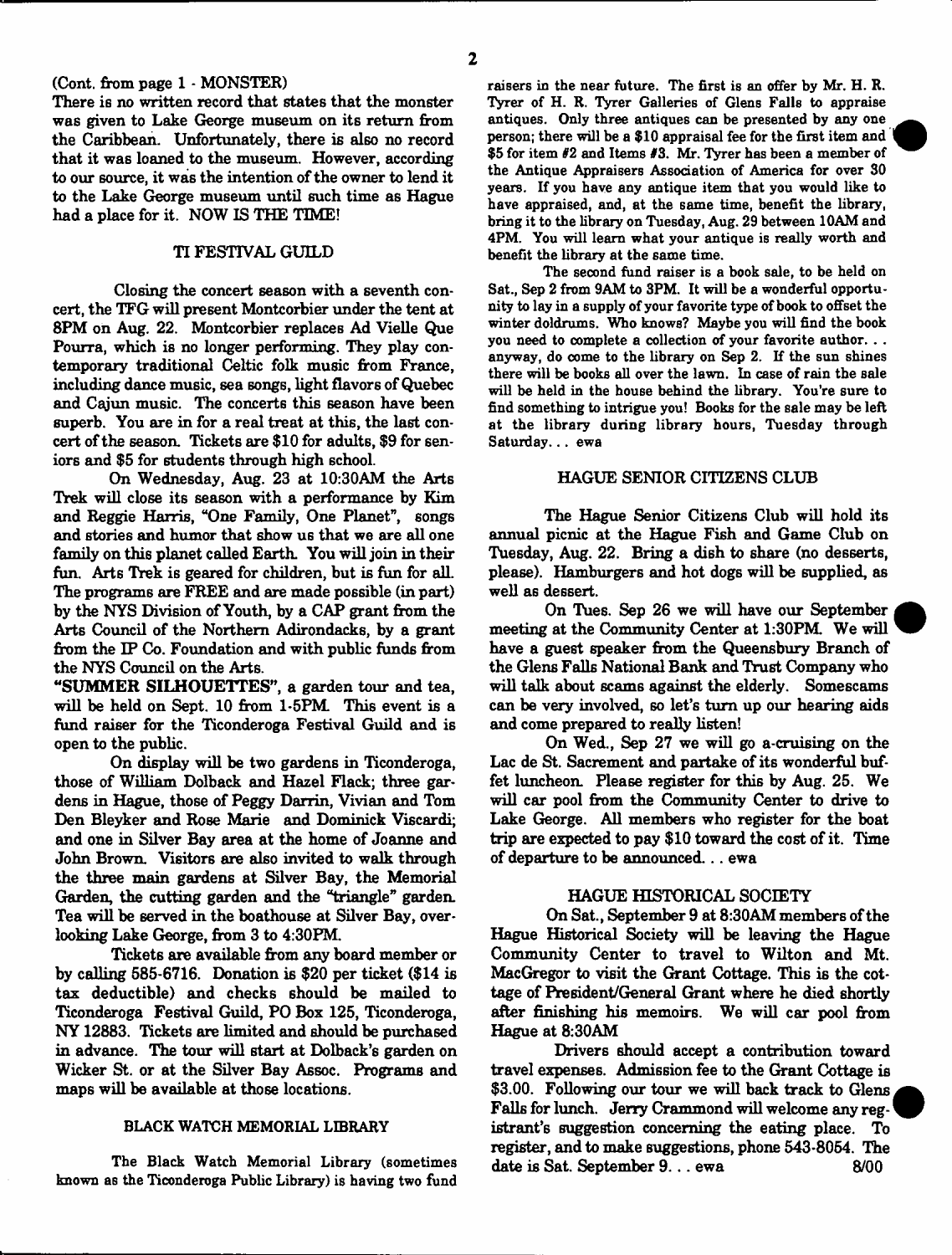(Cont. from page 1 - MONSTER)

There is no written record that states that the monster was given to Lake George museum on its return from the Caribbean. Unfortunately, there is also no record that it was loaned to the museum. However, according to our source, it was the intention of the owner to lend it to the Lake George museum until such time as Hague had a place for it. NOW IS THE TIME!

## TI FESTIVAL GUILD

Closing the concert season with a seventh concert, the TFG will present Montcorbier under the tent at 8PM on Aug. 22. Montcorbier replaces Ad Vielle Que Pourra, which is no longer performing. They play contemporary traditional Celtic folk music from France, including dance music, sea songs, light flavors of Quebec and Cajun music. The concerts this season have been superb. You are in for a real treat at this, the last concert of the season. Tickets are $10 for adults, $9 for seniors and $5 for students through high school.

On Wednesday, Aug. 23 at 10:30AM the Arts Trek will close its season with a performance by Kim and Reggie Harris, "One Family, One Planet", songs and stories and humor that show us that we are all one family on this planet called Earth. You will join in their fun. Arts Trek is geared for children, but is fun for all. The programs are FREE and are made possible (in part) by the NYS Division of Youth, by a CAP grant from the Arts Council of the Northern Adirondacks, by a grant from the IP Co. Foundation and with public funds from the NYS Council on the Arts.

**"SUMMER SILHOUETTES"**, a garden tour and tea, will be held on Sept. 10 from 1-5PM. This event is a fund raiser for the Ticonderoga Festival Guild and is open to the public.

On display will be two gardens in Ticonderoga, those of William Dolback and Hazel Flack; three gardens in Hague, those of Peggy Darrin, Vivian and Tom Den Bleyker and Rose Marie and Dominick Viscardi; and one in Silver Bay area at the home of Joanne and John Brown. Visitors are also invited to walk through the three main gardens at Silver Bay, the Memorial Garden, the cutting garden and the "triangle" garden. Tea will be served in the boathouse at Silver Bay, overlooking Lake George, from 3 to 4:30PM.

Tickets are available from any board member or by calling 585-6716. Donation is $20 per ticket ($14 is tax deductible) and checks should be mailed to Ticonderoga Festival Guild, PO Box 125, Ticonderoga, NY 12883. Tickets are limited and should be purchased in advance. The tour will start at Dolback's garden on Wicker St. or at the Silver Bay Assoc. Programs and maps will be available at those locations.

## BLACK WATCH MEMORIAL LIBRARY

The Black Watch Memorial Library (sometimes known as the Ticonderoga Public Library) is having two fund raisers in the near future. The first is an offer by Mr. H. R. Tyrer of H. R. Tyrer Galleries of Glens Falls to appraise antiques. Only three antiques can be presented by any one person; there will be a $10 appraisal fee for the first item and $5 for item #2 and Items #3. Mr. Tyrer has been a member of the Antique Appraisers Association of America for over 30 years. If you have any antique item that you would like to have appraised, and, at the same time, benefit the library, bring it to the library on Tuesday, Aug. 29 between 10AM and 4PM. You will learn what your antique is really worth and benefit the library at the same time.

The second fund raiser is a book sale, to be held on Sat., Sep 2 from 9AM to 3PM. It will be a wonderful opportunity to lay in a supply of your favorite type of book to offset the winter doldrums. Who knows? Maybe you will find the book you need to complete a collection of your favorite author. . . anyway, do come to the library on Sep 2. If the sun shines there will be books all over the lawn. In case of rain the sale will be held in the house behind the library. You're sure to find something to intrigue you! Books for the sale may be left at the library during library hours, Tuesday through Saturday. . . ewa

## HAGUE SENIOR CITIZENS CLUB

The Hague Senior Citizens Club will hold its annual picnic at the Hague Fish and Game Club on Tuesday, Aug. 22. Bring a dish to share (no desserts, please). Hamburgers and hot dogs will be supplied, as well as dessert.

On Tues. Sep 26 we will have our September meeting at the Community Center at 1:30PM. We will have a guest speaker from the Queensbury Branch of the Glens Falls National Bank and Trust Company who will talk about scams against the elderly. Somescams can be very involved, so let's turn up our hearing aids and come prepared to really listen!

On Wed., Sep 27 we will go a-cruising on the Lac de St. Sacrement and partake of its wonderful buffet luncheon. Please register for this by Aug. 25. We will car pool from the Community Center to drive to Lake George. All members who register for the boat trip are expected to pay $10 toward the cost of it. Time of departure to be announced. . . ewa

## HAGUE HISTORICAL SOCIETY

On Sat., September 9 at 8:30AM members of the Hague Historical Society will be leaving the Hague Community Center to travel to Wilton and Mt. MacGregor to visit the Grant Cottage. This is the cottage of President/General Grant where he died shortly after finishing his memoirs. We will car pool from Hague at 8:30AM

Drivers should accept a contribution toward travel expenses. Admission fee to the Grant Cottage is $3.00. Following our tour we will back track to Glens Falls for lunch. Jerry Crammond will welcome any registrant's suggestion concerning the eating place. To register, and to make suggestions, phone 543-8054. The date is Sat. September 9. . . ewa

8/00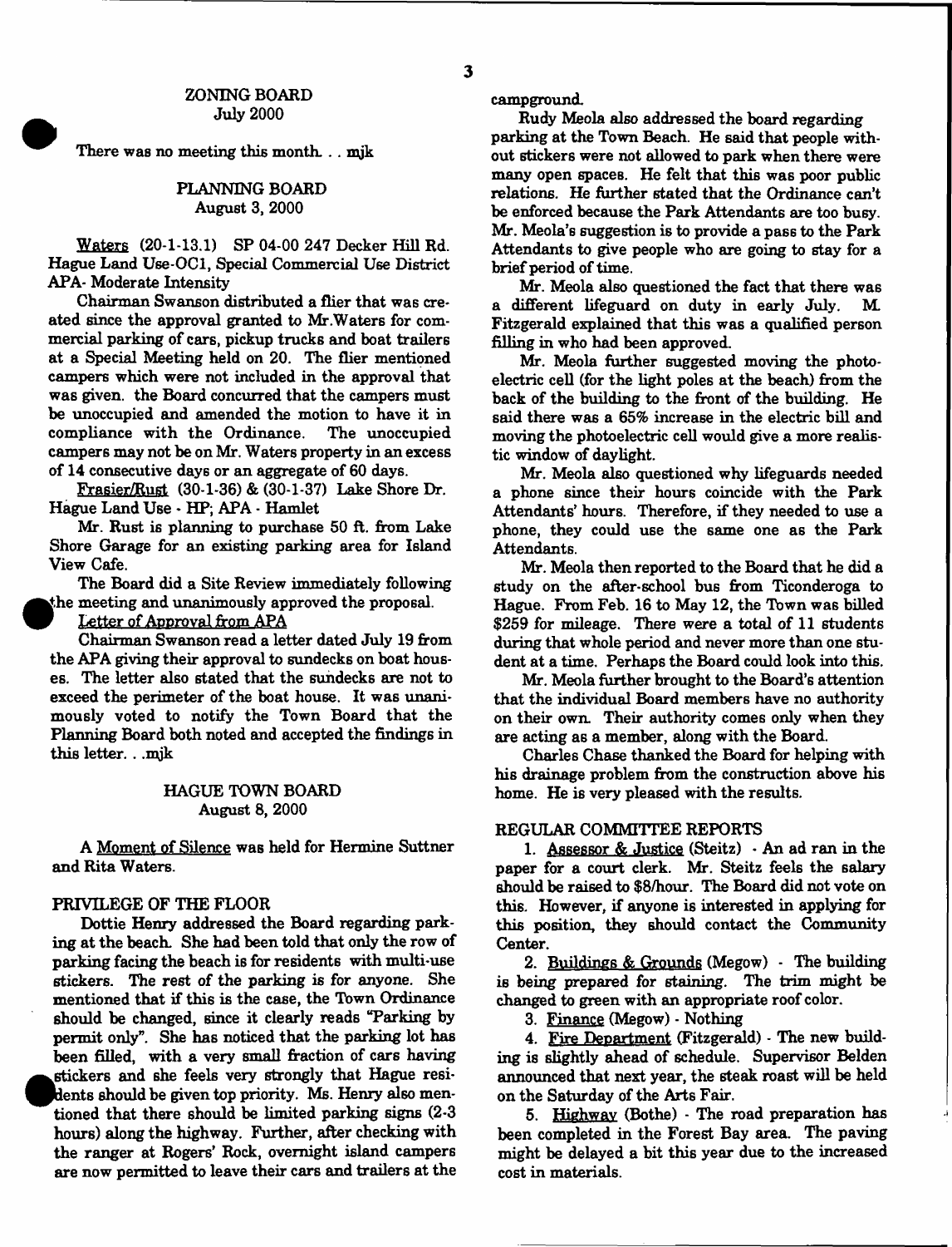## ZONING BOARD
### July 2000

There was no meeting this month. . mjk

## PLANNING BOARD
### August 3, 2000

Waters (20-1-13.1) SP 04-00 247 Decker Hill Rd. Hague Land Use-OC1, Special Commercial Use District APA- Moderate Intensity

Chairman Swanson distributed a flier that was created since the approval granted to Mr.Waters for commercial parking of cars, pickup trucks and boat trailers at a Special Meeting held on 20. The flier mentioned campers which were not included in the approval that was given. the Board concurred that the campers must be unoccupied and amended the motion to have it in compliance with the Ordinance. The unoccupied campers may not be on Mr. Waters property in an excess of 14 consecutive days or an aggregate of 60 days.

Frasier/Rust (30-1-36) & (30-1-37) Lake Shore Dr. Hague Land Use - HP; APA - Hamlet

Mr. Rust is planning to purchase 50 ft. from Lake Shore Garage for an existing parking area for Island View Cafe.

The Board did a Site Review immediately following the meeting and unanimously approved the proposal.

Letter of Approval from APA

Chairman Swanson read a letter dated July 19 from the APA giving their approval to sundecks on boat houses. The letter also stated that the sundecks are not to exceed the perimeter of the boat house. It was unanimously voted to notify the Town Board that the Planning Board both noted and accepted the findings in this letter. . .mjk

## HAGUE TOWN BOARD
### August 8, 2000

A Moment of Silence was held for Hermine Suttner and Rita Waters.

### PRIVILEGE OF THE FLOOR

Dottie Henry addressed the Board regarding parking at the beach. She had been told that only the row of parking facing the beach is for residents with multi-use stickers. The rest of the parking is for anyone. She mentioned that if this is the case, the Town Ordinance should be changed, since it clearly reads "Parking by permit only". She has noticed that the parking lot has been filled, with a very small fraction of cars having stickers and she feels very strongly that Hague residents should be given top priority. Ms. Henry also mentioned that there should be limited parking signs (2-3 hours) along the highway. Further, after checking with the ranger at Rogers' Rock, overnight island campers are now permitted to leave their cars and trailers at the campground.

Rudy Meola also addressed the board regarding parking at the Town Beach. He said that people without stickers were not allowed to park when there were many open spaces. He felt that this was poor public relations. He further stated that the Ordinance can't be enforced because the Park Attendants are too busy. Mr. Meola's suggestion is to provide a pass to the Park Attendants to give people who are going to stay for a brief period of time.

Mr. Meola also questioned the fact that there was a different lifeguard on duty in early July. M. Fitzgerald explained that this was a qualified person filling in who had been approved.

Mr. Meola further suggested moving the photoelectric cell (for the light poles at the beach) from the back of the building to the front of the building. He said there was a 65% increase in the electric bill and moving the photoelectric cell would give a more realistic window of daylight.

Mr. Meola also questioned why lifeguards needed a phone since their hours coincide with the Park Attendants' hours. Therefore, if they needed to use a phone, they could use the same one as the Park Attendants.

Mr. Meola then reported to the Board that he did a study on the after-school bus from Ticonderoga to Hague. From Feb. 16 to May 12, the Town was billed $259 for mileage. There were a total of 11 students during that whole period and never more than one student at a time. Perhaps the Board could look into this.

Mr. Meola further brought to the Board's attention that the individual Board members have no authority on their own. Their authority comes only when they are acting as a member, along with the Board.

Charles Chase thanked the Board for helping with his drainage problem from the construction above his home. He is very pleased with the results.

### REGULAR COMMITTEE REPORTS

1. Assessor & Justice (Steitz) - An ad ran in the paper for a court clerk. Mr. Steitz feels the salary should be raised to $8/hour. The Board did not vote on this. However, if anyone is interested in applying for this position, they should contact the Community Center.

2. Buildings & Grounds (Megow) - The building is being prepared for staining. The trim might be changed to green with an appropriate roof color.

3. Finance (Megow) - Nothing

4. Fire Department (Fitzgerald) - The new building is slightly ahead of schedule. Supervisor Belden announced that next year, the steak roast will be held on the Saturday of the Arts Fair.

5. Highway (Bothe) - The road preparation has been completed in the Forest Bay area. The paving might be delayed a bit this year due to the increased cost in materials.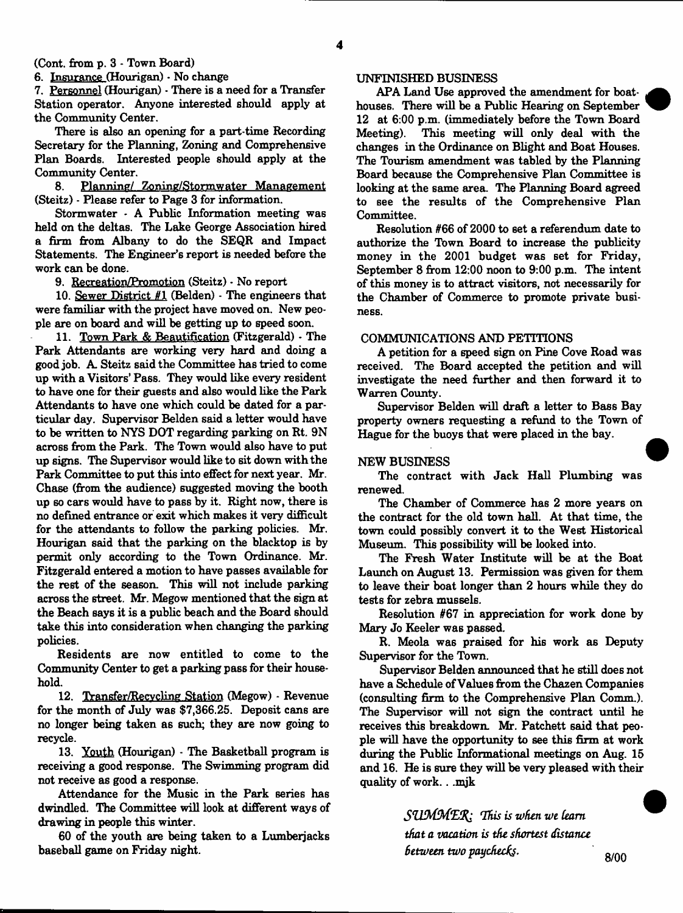(Cont. from p. 3 - Town Board)

6. Insurance (Hourigan) - No change

7. Personnel (Hourigan) - There is a need for a Transfer Station operator. Anyone interested should apply at the Community Center.

There is also an opening for a part-time Recording Secretary for the Planning, Zoning and Comprehensive Plan Boards. Interested people should apply at the Community Center.

8. Planning/ Zoning/Stormwater Management (Steitz) - Please refer to Page 3 for information.

Stormwater - A Public Information meeting was held on the deltas. The Lake George Association hired a firm from Albany to do the SEQR and Impact Statements. The Engineer's report is needed before the work can be done.

9. Recreation/Promotion (Steitz) - No report

10. Sewer District #1 (Belden) - The engineers that were familiar with the project have moved on. New people are on board and will be getting up to speed soon.

11. Town Park & Beautification (Fitzgerald) - The Park Attendants are working very hard and doing a good job. A. Steitz said the Committee has tried to come up with a Visitors' Pass. They would like every resident to have one for their guests and also would like the Park Attendants to have one which could be dated for a particular day. Supervisor Belden said a letter would have to be written to NYS DOT regarding parking on Rt. 9N across from the Park. The Town would also have to put up signs. The Supervisor would like to sit down with the Park Committee to put this into effect for next year. Mr. Chase (from the audience) suggested moving the booth up so cars would have to pass by it. Right now, there is no defined entrance or exit which makes it very difficult for the attendants to follow the parking policies. Mr. Hourigan said that the parking on the blacktop is by permit only according to the Town Ordinance. Mr. Fitzgerald entered a motion to have passes available for the rest of the season. This will not include parking across the street. Mr. Megow mentioned that the sign at the Beach says it is a public beach and the Board should take this into consideration when changing the parking policies.

Residents are now entitled to come to the Community Center to get a parking pass for their household.

12. Transfer/Recycling Station (Megow) - Revenue for the month of July was $7,366.25. Deposit cans are no longer being taken as such; they are now going to recycle.

13. Youth (Hourigan) - The Basketball program is receiving a good response. The Swimming program did not receive as good a response.

Attendance for the Music in the Park series has dwindled. The Committee will look at different ways of drawing in people this winter.

60 of the youth are being taken to a Lumberjacks baseball game on Friday night.

UNFINISHED BUSINESS

APA Land Use approved the amendment for boathouses. There will be a Public Hearing on September 12 at 6:00 p.m. (immediately before the Town Board Meeting). This meeting will only deal with the changes in the Ordinance on Blight and Boat Houses. The Tourism amendment was tabled by the Planning Board because the Comprehensive Plan Committee is looking at the same area. The Planning Board agreed to see the results of the Comprehensive Plan Committee.

Resolution #66 of 2000 to set a referendum date to authorize the Town Board to increase the publicity money in the 2001 budget was set for Friday, September 8 from 12:00 noon to 9:00 p.m. The intent of this money is to attract visitors, not necessarily for the Chamber of Commerce to promote private business.

COMMUNICATIONS AND PETITIONS

A petition for a speed sign on Pine Cove Road was received. The Board accepted the petition and will investigate the need further and then forward it to Warren County.

Supervisor Belden will draft a letter to Bass Bay property owners requesting a refund to the Town of Hague for the buoys that were placed in the bay.

NEW BUSINESS

The contract with Jack Hall Plumbing was renewed.

The Chamber of Commerce has 2 more years on the contract for the old town hall. At that time, the town could possibly convert it to the West Historical Museum. This possibility will be looked into.

The Fresh Water Institute will be at the Boat Launch on August 13. Permission was given for them to leave their boat longer than 2 hours while they do tests for zebra mussels.

Resolution #67 in appreciation for work done by Mary Jo Keeler was passed.

R. Meola was praised for his work as Deputy Supervisor for the Town.

Supervisor Belden announced that he still does not have a Schedule of Values from the Chazen Companies (consulting firm to the Comprehensive Plan Comm.). The Supervisor will not sign the contract until he receives this breakdown. Mr. Patchett said that people will have the opportunity to see this firm at work during the Public Informational meetings on Aug. 15 and 16. He is sure they will be very pleased with their quality of work. . .mjk

*SUMMER: This is when we learn that a vacation is the shortest distance between two paychecks.*

8/00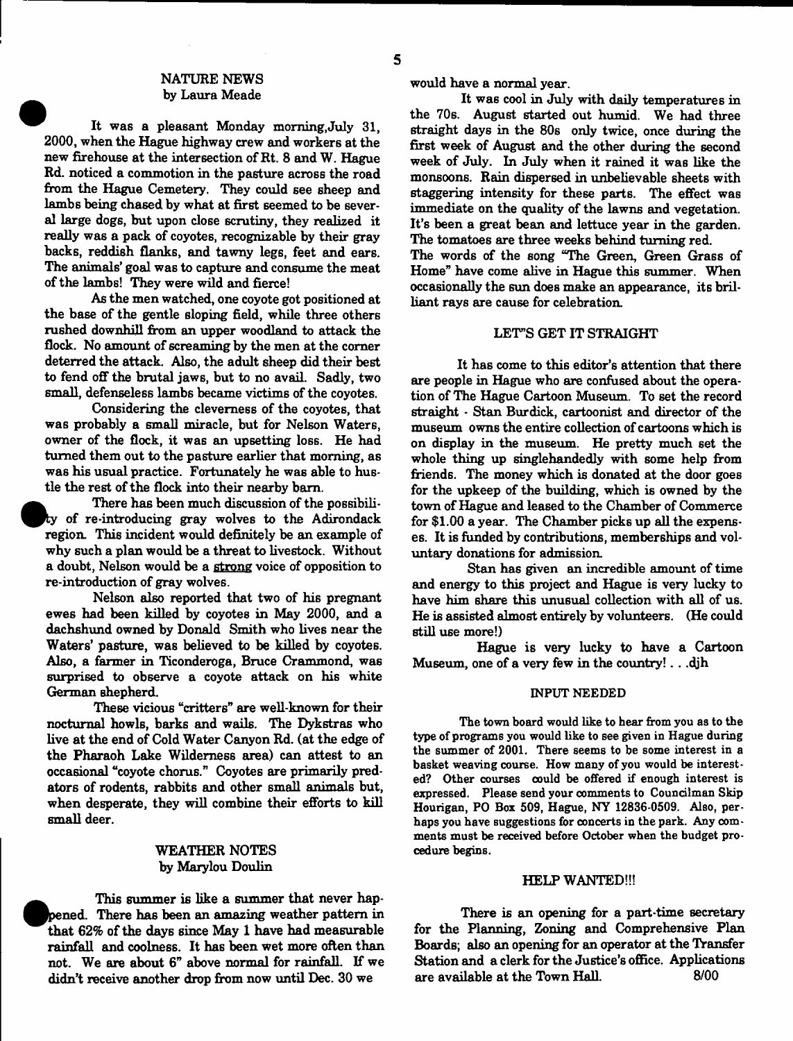## NATURE NEWS
by Laura Meade

It was a pleasant Monday morning,July 31, 2000, when the Hague highway crew and workers at the new firehouse at the intersection of Rt. 8 and W. Hague Rd. noticed a commotion in the pasture across the road from the Hague Cemetery. They could see sheep and lambs being chased by what at first seemed to be several large dogs, but upon close scrutiny, they realized it really was a pack of coyotes, recognizable by their gray backs, reddish flanks, and tawny legs, feet and ears. The animals' goal was to capture and consume the meat of the lambs! They were wild and fierce!

As the men watched, one coyote got positioned at the base of the gentle sloping field, while three others rushed downhill from an upper woodland to attack the flock. No amount of screaming by the men at the corner deterred the attack. Also, the adult sheep did their best to fend off the brutal jaws, but to no avail. Sadly, two small, defenseless lambs became victims of the coyotes.

Considering the cleverness of the coyotes, that was probably a small miracle, but for Nelson Waters, owner of the flock, it was an upsetting loss. He had turned them out to the pasture earlier that morning, as was his usual practice. Fortunately he was able to hustle the rest of the flock into their nearby barn.

There has been much discussion of the possibility of re-introducing gray wolves to the Adirondack region. This incident would definitely be an example of why such a plan would be a threat to livestock. Without a doubt, Nelson would be a strong voice of opposition to re-introduction of gray wolves.

Nelson also reported that two of his pregnant ewes had been killed by coyotes in May 2000, and a dachshund owned by Donald Smith who lives near the Waters' pasture, was believed to be killed by coyotes. Also, a farmer in Ticonderoga, Bruce Crammond, was surprised to observe a coyote attack on his white German shepherd.

These vicious "critters" are well-known for their nocturnal howls, barks and wails. The Dykstras who live at the end of Cold Water Canyon Rd. (at the edge of the Pharaoh Lake Wilderness area) can attest to an occasional "coyote chorus." Coyotes are primarily predators of rodents, rabbits and other small animals but, when desperate, they will combine their efforts to kill small deer.

## WEATHER NOTES
by Marylou Doulin

This summer is like a summer that never happened. There has been an amazing weather pattern in that 62% of the days since May 1 have had measurable rainfall and coolness. It has been wet more often than not. We are about 6" above normal for rainfall. If we didn't receive another drop from now until Dec. 30 we would have a normal year.

It was cool in July with daily temperatures in the 70s. August started out humid. We had three straight days in the 80s only twice, once during the first week of August and the other during the second week of July. In July when it rained it was like the monsoons. Rain dispersed in unbelievable sheets with staggering intensity for these parts. The effect was immediate on the quality of the lawns and vegetation. It's been a great bean and lettuce year in the garden. The tomatoes are three weeks behind turning red.
The words of the song "The Green, Green Grass of Home" have come alive in Hague this summer. When occasionally the sun does make an appearance, its brilliant rays are cause for celebration.

## LET'S GET IT STRAIGHT

It has come to this editor's attention that there are people in Hague who are confused about the operation of The Hague Cartoon Museum. To set the record straight - Stan Burdick, cartoonist and director of the museum owns the entire collection of cartoons which is on display in the museum. He pretty much set the whole thing up singlehandedly with some help from friends. The money which is donated at the door goes for the upkeep of the building, which is owned by the town of Hague and leased to the Chamber of Commerce for $1.00 a year. The Chamber picks up all the expenses. It is funded by contributions, memberships and voluntary donations for admission.

Stan has given an incredible amount of time and energy to this project and Hague is very lucky to have him share this unusual collection with all of us. He is assisted almost entirely by volunteers. (He could still use more!)

Hague is very lucky to have a Cartoon Museum, one of a very few in the country! . . .djh

## INPUT NEEDED

The town board would like to hear from you as to the type of programs you would like to see given in Hague during the summer of 2001. There seems to be some interest in a basket weaving course. How many of you would be interested? Other courses could be offered if enough interest is expressed. Please send your comments to Councilman Skip Hourigan, PO Box 509, Hague, NY 12836-0509. Also, perhaps you have suggestions for concerts in the park. Any comments must be received before October when the budget procedure begins.

## HELP WANTED!!!

There is an opening for a part-time secretary for the Planning, Zoning and Comprehensive Plan Boards; also an opening for an operator at the Transfer Station and a clerk for the Justice's office. Applications are available at the Town Hall. 8/00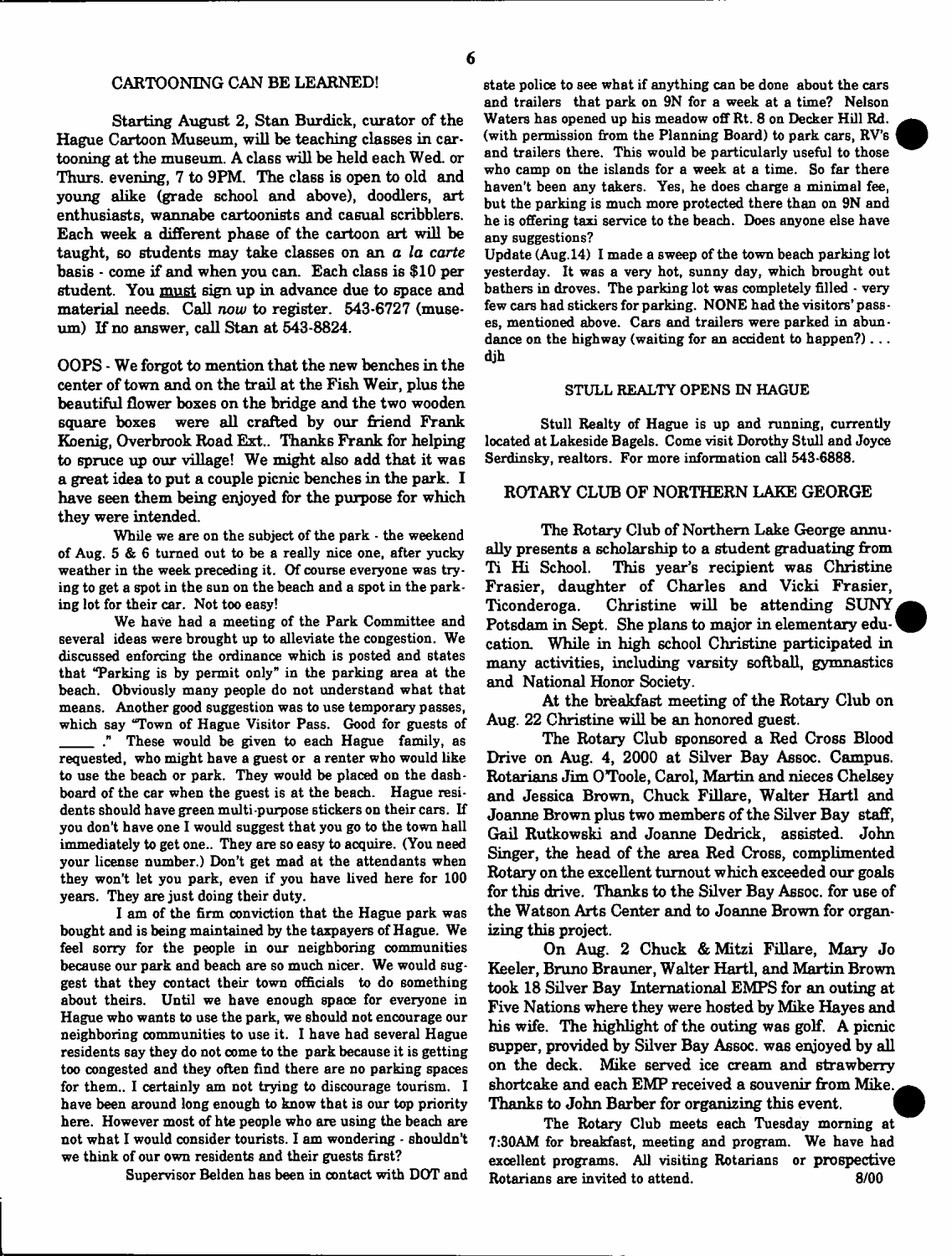## CARTOONING CAN BE LEARNED!

Starting August 2, Stan Burdick, curator of the Hague Cartoon Museum, will be teaching classes in cartooning at the museum. A class will be held each Wed. or Thurs. evening, 7 to 9PM. The class is open to old and young alike (grade school and above), doodlers, art enthusiasts, wannabe cartoonists and casual scribblers. Each week a different phase of the cartoon art will be taught, so students may take classes on an *a la carte* basis - come if and when you can. Each class is $10 per student. You must sign up in advance due to space and material needs. Call *now* to register. 543-6727 (museum) If no answer, call Stan at 543-8824.

OOPS - We forgot to mention that the new benches in the center of town and on the trail at the Fish Weir, plus the beautiful flower boxes on the bridge and the two wooden square boxes were all crafted by our friend Frank Koenig, Overbrook Road Ext.. Thanks Frank for helping to spruce up our village! We might also add that it was a great idea to put a couple picnic benches in the park. I have seen them being enjoyed for the purpose for which they were intended.

While we are on the subject of the park - the weekend of Aug. 5 & 6 turned out to be a really nice one, after yucky weather in the week preceding it. Of course everyone was trying to get a spot in the sun on the beach and a spot in the parking lot for their car. Not too easy!

We have had a meeting of the Park Committee and several ideas were brought up to alleviate the congestion. We discussed enforcing the ordinance which is posted and states that "Parking is by permit only" in the parking area at the beach. Obviously many people do not understand what that means. Another good suggestion was to use temporary passes, which say "Town of Hague Visitor Pass. Good for guests of \_\_\_\_\_ ." These would be given to each Hague family, as requested, who might have a guest or a renter who would like to use the beach or park. They would be placed on the dashboard of the car when the guest is at the beach. Hague residents should have green multi-purpose stickers on their cars. If you don't have one I would suggest that you go to the town hall immediately to get one.. They are so easy to acquire. (You need your license number.) Don't get mad at the attendants when they won't let you park, even if you have lived here for 100 years. They are just doing their duty.

I am of the firm conviction that the Hague park was bought and is being maintained by the taxpayers of Hague. We feel sorry for the people in our neighboring communities because our park and beach are so much nicer. We would suggest that they contact their town officials to do something about theirs. Until we have enough space for everyone in Hague who wants to use the park, we should not encourage our neighboring communities to use it. I have had several Hague residents say they do not come to the park because it is getting too congested and they often find there are no parking spaces for them.. I certainly am not trying to discourage tourism. I have been around long enough to know that is our top priority here. However most of hte people who are using the beach are not what I would consider tourists. I am wondering - shouldn't we think of our own residents and their guests first?

Supervisor Belden has been in contact with DOT and state police to see what if anything can be done about the cars and trailers that park on 9N for a week at a time? Nelson Waters has opened up his meadow off Rt. 8 on Decker Hill Rd. (with permission from the Planning Board) to park cars, RV's and trailers there. This would be particularly useful to those who camp on the islands for a week at a time. So far there haven't been any takers. Yes, he does charge a minimal fee, but the parking is much more protected there than on 9N and he is offering taxi service to the beach. Does anyone else have any suggestions?

Update (Aug.14) I made a sweep of the town beach parking lot yesterday. It was a very hot, sunny day, which brought out bathers in droves. The parking lot was completely filled - very few cars had stickers for parking. NONE had the visitors' passes, mentioned above. Cars and trailers were parked in abundance on the highway (waiting for an accident to happen?) . . . djh

## STULL REALTY OPENS IN HAGUE

Stull Realty of Hague is up and running, currently located at Lakeside Bagels. Come visit Dorothy Stull and Joyce Serdinsky, realtors. For more information call 543-6888.

## ROTARY CLUB OF NORTHERN LAKE GEORGE

The Rotary Club of Northern Lake George annually presents a scholarship to a student graduating from Ti Hi School. This year's recipient was Christine Frasier, daughter of Charles and Vicki Frasier, Ticonderoga. Christine will be attending SUNY Potsdam in Sept. She plans to major in elementary education. While in high school Christine participated in many activities, including varsity softball, gymnastics and National Honor Society.

At the breakfast meeting of the Rotary Club on Aug. 22 Christine will be an honored guest.

The Rotary Club sponsored a Red Cross Blood Drive on Aug. 4, 2000 at Silver Bay Assoc. Campus. Rotarians Jim O'Toole, Carol, Martin and nieces Chelsey and Jessica Brown, Chuck Fillare, Walter Hartl and Joanne Brown plus two members of the Silver Bay staff, Gail Rutkowski and Joanne Dedrick, assisted. John Singer, the head of the area Red Cross, complimented Rotary on the excellent turnout which exceeded our goals for this drive. Thanks to the Silver Bay Assoc. for use of the Watson Arts Center and to Joanne Brown for organizing this project.

On Aug. 2 Chuck & Mitzi Fillare, Mary Jo Keeler, Bruno Brauner, Walter Hartl, and Martin Brown took 18 Silver Bay International EMPS for an outing at Five Nations where they were hosted by Mike Hayes and his wife. The highlight of the outing was golf. A picnic supper, provided by Silver Bay Assoc. was enjoyed by all on the deck. Mike served ice cream and strawberry shortcake and each EMP received a souvenir from Mike. Thanks to John Barber for organizing this event.

The Rotary Club meets each Tuesday morning at 7:30AM for breakfast, meeting and program. We have had excellent programs. All visiting Rotarians or prospective Rotarians are invited to attend. 8/00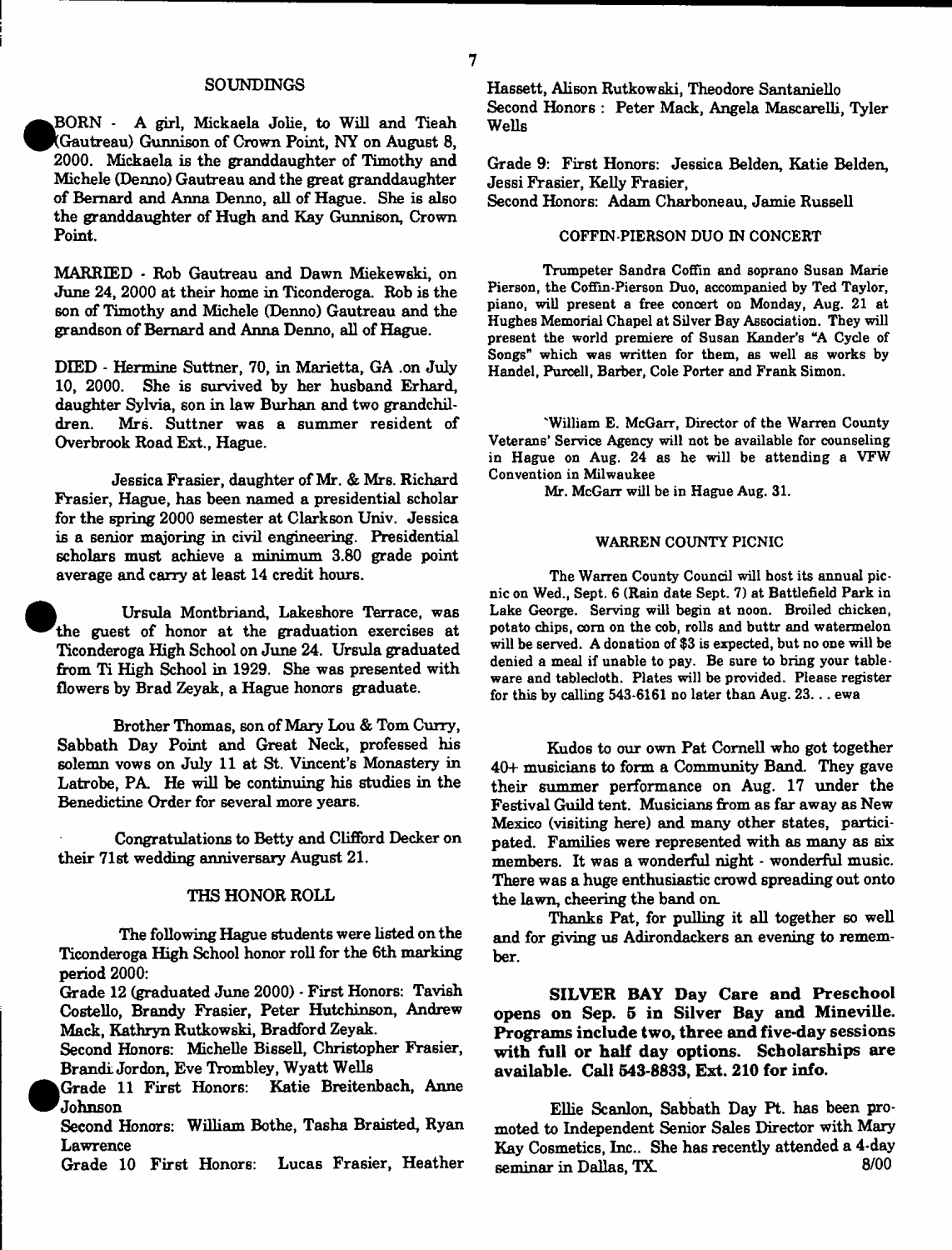## SOUNDINGS

BORN - A girl, Mickaela Jolie, to Will and Tieah (Gautreau) Gunnison of Crown Point, NY on August 8, 2000. Mickaela is the granddaughter of Timothy and Michele (Denno) Gautreau and the great granddaughter of Bernard and Anna Denno, all of Hague. She is also the granddaughter of Hugh and Kay Gunnison, Crown Point.

MARRIED - Rob Gautreau and Dawn Miekewski, on June 24, 2000 at their home in Ticonderoga. Rob is the son of Timothy and Michele (Denno) Gautreau and the grandson of Bernard and Anna Denno, all of Hague.

DIED - Hermine Suttner, 70, in Marietta, GA .on July 10, 2000. She is survived by her husband Erhard, daughter Sylvia, son in law Burhan and two grandchildren. Mrs. Suttner was a summer resident of Overbrook Road Ext., Hague.

Jessica Frasier, daughter of Mr. & Mrs. Richard Frasier, Hague, has been named a presidential scholar for the spring 2000 semester at Clarkson Univ. Jessica is a senior majoring in civil engineering. Presidential scholars must achieve a minimum 3.80 grade point average and carry at least 14 credit hours.

Ursula Montbriand, Lakeshore Terrace, was the guest of honor at the graduation exercises at Ticonderoga High School on June 24. Ursula graduated from Ti High School in 1929. She was presented with flowers by Brad Zeyak, a Hague honors graduate.

Brother Thomas, son of Mary Lou & Tom Curry, Sabbath Day Point and Great Neck, professed his solemn vows on July 11 at St. Vincent's Monastery in Latrobe, PA. He will be continuing his studies in the Benedictine Order for several more years.

Congratulations to Betty and Clifford Decker on their 71st wedding anniversary August 21.

### THS HONOR ROLL

The following Hague students were listed on the Ticonderoga High School honor roll for the 6th marking period 2000:

Grade 12 (graduated June 2000) - First Honors: Tavish Costello, Brandy Frasier, Peter Hutchinson, Andrew Mack, Kathryn Rutkowski, Bradford Zeyak.

Second Honors: Michelle Bissell, Christopher Frasier, Brandi Jordon, Eve Trombley, Wyatt Wells

Grade 11 First Honors: Katie Breitenbach, Anne Johnson

Second Honors: William Bothe, Tasha Braisted, Ryan Lawrence

Grade 10 First Honors: Lucas Frasier, Heather Hassett, Alison Rutkowski, Theodore Santaniello

Second Honors : Peter Mack, Angela Mascarelli, Tyler Wells

Grade 9: First Honors: Jessica Belden, Katie Belden, Jessi Frasier, Kelly Frasier,

Second Honors: Adam Charboneau, Jamie Russell

### COFFIN-PIERSON DUO IN CONCERT

Trumpeter Sandra Coffin and soprano Susan Marie Pierson, the Coffin-Pierson Duo, accompanied by Ted Taylor, piano, will present a free concert on Monday, Aug. 21 at Hughes Memorial Chapel at Silver Bay Association. They will present the world premiere of Susan Kander's "A Cycle of Songs" which was written for them, as well as works by Handel, Purcell, Barber, Cole Porter and Frank Simon.

William E. McGarr, Director of the Warren County Veterans' Service Agency will not be available for counseling in Hague on Aug. 24 as he will be attending a VFW Convention in Milwaukee

Mr. McGarr will be in Hague Aug. 31.

### WARREN COUNTY PICNIC

The Warren County Council will host its annual picnic on Wed., Sept. 6 (Rain date Sept. 7) at Battlefield Park in Lake George. Serving will begin at noon. Broiled chicken, potato chips, corn on the cob, rolls and buttr and watermelon will be served. A donation of $3 is expected, but no one will be denied a meal if unable to pay. Be sure to bring your tableware and tablecloth. Plates will be provided. Please register for this by calling 543-6161 no later than Aug. 23. . . ewa

Kudos to our own Pat Cornell who got together 40+ musicians to form a Community Band. They gave their summer performance on Aug. 17 under the Festival Guild tent. Musicians from as far away as New Mexico (visiting here) and many other states, participated. Families were represented with as many as six members. It was a wonderful night - wonderful music. There was a huge enthusiastic crowd spreading out onto the lawn, cheering the band on.

Thanks Pat, for pulling it all together so well and for giving us Adirondackers an evening to remember.

**SILVER BAY Day Care and Preschool opens on Sep. 5 in Silver Bay and Mineville. Programs include two, three and five-day sessions with full or half day options. Scholarships are available. Call 543-8833, Ext. 210 for info.**

Ellie Scanlon, Sabbath Day Pt. has been promoted to Independent Senior Sales Director with Mary Kay Cosmetics, Inc.. She has recently attended a 4-day seminar in Dallas, TX. 8/00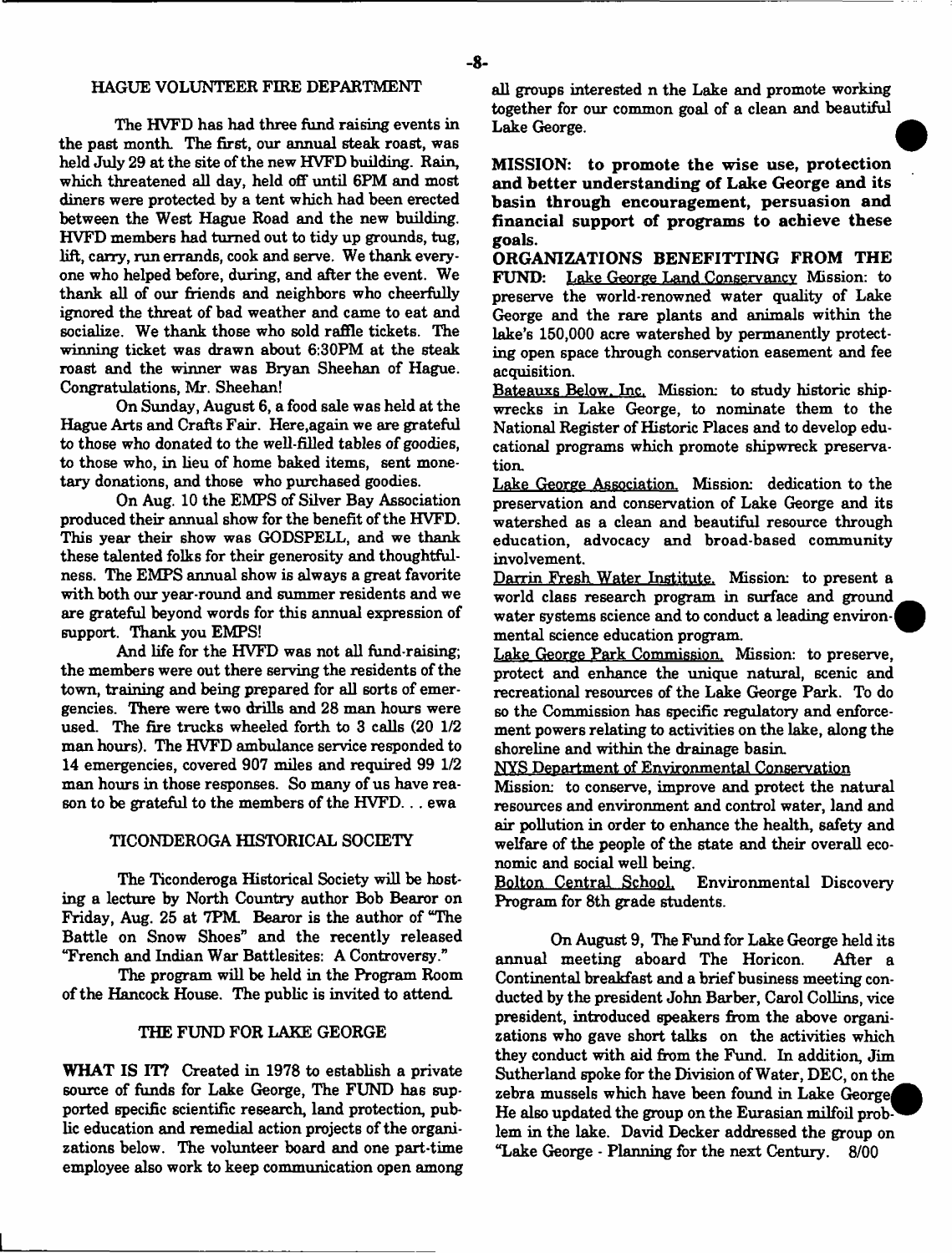## HAGUE VOLUNTEER FIRE DEPARTMENT

The HVFD has had three fund raising events in the past month. The first, our annual steak roast, was held July 29 at the site of the new HVFD building. Rain, which threatened all day, held off until 6PM and most diners were protected by a tent which had been erected between the West Hague Road and the new building. HVFD members had turned out to tidy up grounds, tug, lift, carry, run errands, cook and serve. We thank everyone who helped before, during, and after the event. We thank all of our friends and neighbors who cheerfully ignored the threat of bad weather and came to eat and socialize. We thank those who sold raffle tickets. The winning ticket was drawn about 6:30PM at the steak roast and the winner was Bryan Sheehan of Hague. Congratulations, Mr. Sheehan!

On Sunday, August 6, a food sale was held at the Hague Arts and Crafts Fair. Here,again we are grateful to those who donated to the well-filled tables of goodies, to those who, in lieu of home baked items, sent monetary donations, and those who purchased goodies.

On Aug. 10 the EMPS of Silver Bay Association produced their annual show for the benefit of the HVFD. This year their show was GODSPELL, and we thank these talented folks for their generosity and thoughtfulness. The EMPS annual show is always a great favorite with both our year-round and summer residents and we are grateful beyond words for this annual expression of support. Thank you EMPS!

And life for the HVFD was not all fund-raising; the members were out there serving the residents of the town, training and being prepared for all sorts of emergencies. There were two drills and 28 man hours were used. The fire trucks wheeled forth to 3 calls (20 1/2 man hours). The HVFD ambulance service responded to 14 emergencies, covered 907 miles and required 99 1/2 man hours in those responses. So many of us have reason to be grateful to the members of the HVFD. . . ewa

## TICONDEROGA HISTORICAL SOCIETY

The Ticonderoga Historical Society will be hosting a lecture by North Country author Bob Bearor on Friday, Aug. 25 at 7PM. Bearor is the author of "The Battle on Snow Shoes" and the recently released "French and Indian War Battlesites: A Controversy."

The program will be held in the Program Room of the Hancock House. The public is invited to attend.

## THE FUND FOR LAKE GEORGE

**WHAT IS IT?** Created in 1978 to establish a private source of funds for Lake George, The FUND has supported specific scientific research, land protection, public education and remedial action projects of the organizations below. The volunteer board and one part-time employee also work to keep communication open among all groups interested n the Lake and promote working together for our common goal of a clean and beautiful Lake George.

**MISSION: to promote the wise use, protection and better understanding of Lake George and its basin through encouragement, persuasion and financial support of programs to achieve these goals.**

**ORGANIZATIONS BENEFITTING FROM THE FUND:** Lake George Land Conservancy Mission: to preserve the world-renowned water quality of Lake George and the rare plants and animals within the lake's 150,000 acre watershed by permanently protecting open space through conservation easement and fee acquisition.

Bateauxs Below, Inc. Mission: to study historic shipwrecks in Lake George, to nominate them to the National Register of Historic Places and to develop educational programs which promote shipwreck preservation.

Lake George Association. Mission: dedication to the preservation and conservation of Lake George and its watershed as a clean and beautiful resource through education, advocacy and broad-based community involvement.

Darrin Fresh Water Institute. Mission: to present a world class research program in surface and ground water systems science and to conduct a leading environmental science education program.

Lake George Park Commission. Mission: to preserve, protect and enhance the unique natural, scenic and recreational resources of the Lake George Park. To do so the Commission has specific regulatory and enforcement powers relating to activities on the lake, along the shoreline and within the drainage basin.

NYS Department of Environmental Conservation
Mission: to conserve, improve and protect the natural resources and environment and control water, land and air pollution in order to enhance the health, safety and welfare of the people of the state and their overall economic and social well being.

Bolton Central School. Environmental Discovery Program for 8th grade students.

On August 9, The Fund for Lake George held its annual meeting aboard The Horicon. After a Continental breakfast and a brief business meeting conducted by the president John Barber, Carol Collins, vice president, introduced speakers from the above organizations who gave short talks on the activities which they conduct with aid from the Fund. In addition, Jim Sutherland spoke for the Division of Water, DEC, on the zebra mussels which have been found in Lake George. He also updated the group on the Eurasian milfoil problem in the lake. David Decker addressed the group on "Lake George - Planning for the next Century. 8/00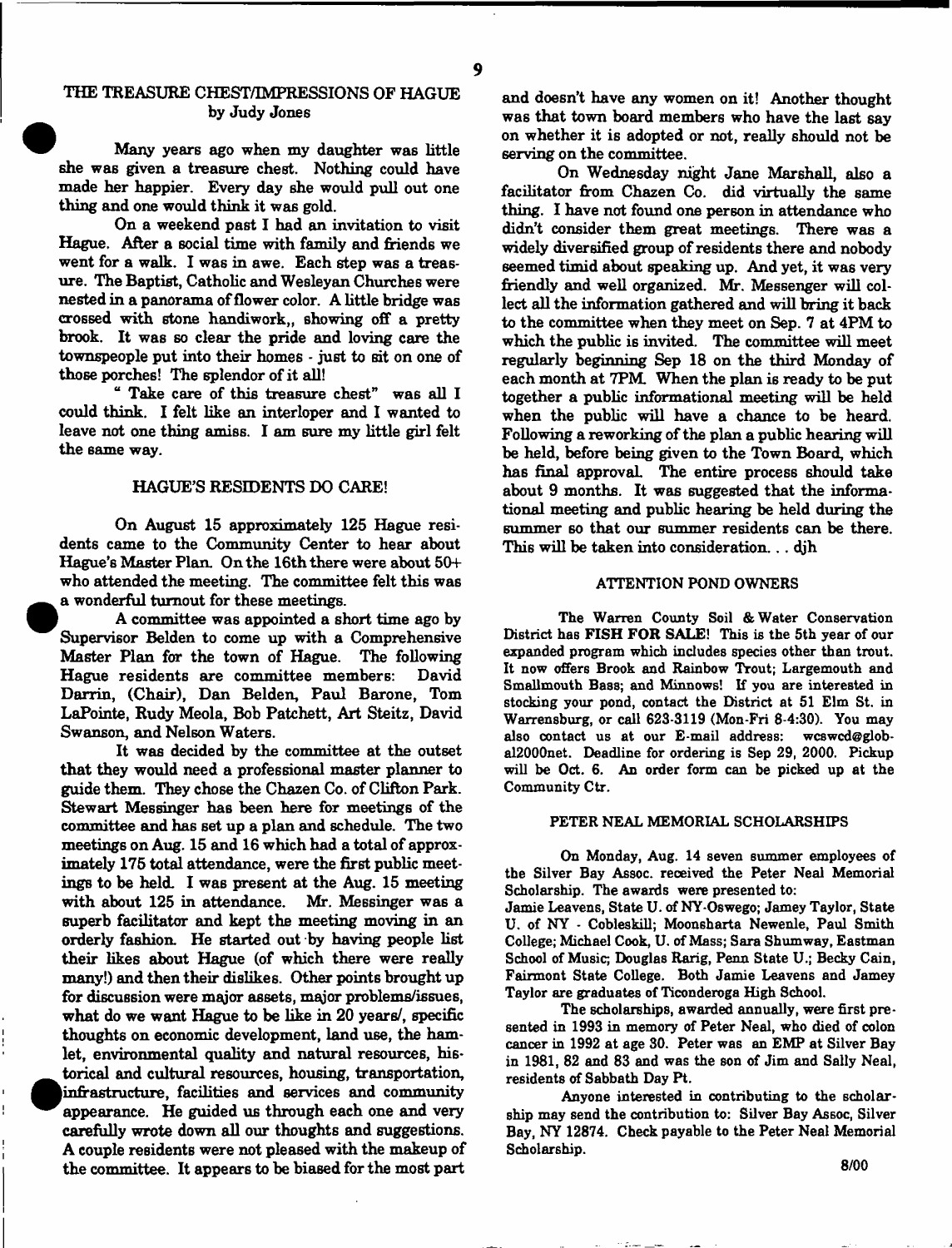## THE TREASURE CHEST/IMPRESSIONS OF HAGUE
by Judy Jones

Many years ago when my daughter was little she was given a treasure chest. Nothing could have made her happier. Every day she would pull out one thing and one would think it was gold.

On a weekend past I had an invitation to visit Hague. After a social time with family and friends we went for a walk. I was in awe. Each step was a treasure. The Baptist, Catholic and Wesleyan Churches were nested in a panorama of flower color. A little bridge was crossed with stone handiwork,, showing off a pretty brook. It was so clear the pride and loving care the townspeople put into their homes - just to sit on one of those porches! The splendor of it all!

" Take care of this treasure chest" was all I could think. I felt like an interloper and I wanted to leave not one thing amiss. I am sure my little girl felt the same way.

## HAGUE'S RESIDENTS DO CARE!

On August 15 approximately 125 Hague residents came to the Community Center to hear about Hague's Master Plan. On the 16th there were about 50+ who attended the meeting. The committee felt this was a wonderful turnout for these meetings.

A committee was appointed a short time ago by Supervisor Belden to come up with a Comprehensive Master Plan for the town of Hague. The following Hague residents are committee members: David Darrin, (Chair), Dan Belden, Paul Barone, Tom LaPointe, Rudy Meola, Bob Patchett, Art Steitz, David Swanson, and Nelson Waters.

It was decided by the committee at the outset that they would need a professional master planner to guide them. They chose the Chazen Co. of Clifton Park. Stewart Messinger has been here for meetings of the committee and has set up a plan and schedule. The two meetings on Aug. 15 and 16 which had a total of approximately 175 total attendance, were the first public meetings to be held. I was present at the Aug. 15 meeting with about 125 in attendance. Mr. Messinger was a superb facilitator and kept the meeting moving in an orderly fashion. He started out by having people list their likes about Hague (of which there were really many!) and then their dislikes. Other points brought up for discussion were major assets, major problems/issues, what do we want Hague to be like in 20 years/, specific thoughts on economic development, land use, the hamlet, environmental quality and natural resources, historical and cultural resources, housing, transportation, infrastructure, facilities and services and community appearance. He guided us through each one and very carefully wrote down all our thoughts and suggestions. A couple residents were not pleased with the makeup of the committee. It appears to be biased for the most part and doesn't have any women on it! Another thought was that town board members who have the last say on whether it is adopted or not, really should not be serving on the committee.

On Wednesday night Jane Marshall, also a facilitator from Chazen Co. did virtually the same thing. I have not found one person in attendance who didn't consider them great meetings. There was a widely diversified group of residents there and nobody seemed timid about speaking up. And yet, it was very friendly and well organized. Mr. Messenger will collect all the information gathered and will bring it back to the committee when they meet on Sep. 7 at 4PM to which the public is invited. The committee will meet regularly beginning Sep 18 on the third Monday of each month at 7PM. When the plan is ready to be put together a public informational meeting will be held when the public will have a chance to be heard. Following a reworking of the plan a public hearing will be held, before being given to the Town Board, which has final approval. The entire process should take about 9 months. It was suggested that the informational meeting and public hearing be held during the summer so that our summer residents can be there. This will be taken into consideration. . . djh

## ATTENTION POND OWNERS

The Warren County Soil & Water Conservation District has **FISH FOR SALE!** This is the 5th year of our expanded program which includes species other than trout. It now offers Brook and Rainbow Trout; Largemouth and Smallmouth Bass; and Minnows! If you are interested in stocking your pond, contact the District at 51 Elm St. in Warrensburg, or call 623-3119 (Mon-Fri 8-4:30). You may also contact us at our E-mail address: wcswcd@global2000net. Deadline for ordering is Sep 29, 2000. Pickup will be Oct. 6. An order form can be picked up at the Community Ctr.

## PETER NEAL MEMORIAL SCHOLARSHIPS

On Monday, Aug. 14 seven summer employees of the Silver Bay Assoc. received the Peter Neal Memorial Scholarship. The awards were presented to: Jamie Leavens, State U. of NY-Oswego; Jamey Taylor, State U. of NY - Cobleskill; Moonsharta Newenle, Paul Smith College; Michael Cook, U. of Mass; Sara Shumway, Eastman School of Music; Douglas Rarig, Penn State U.; Becky Cain, Fairmont State College. Both Jamie Leavens and Jamey Taylor are graduates of Ticonderoga High School.

The scholarships, awarded annually, were first presented in 1993 in memory of Peter Neal, who died of colon cancer in 1992 at age 30. Peter was an EMP at Silver Bay in 1981, 82 and 83 and was the son of Jim and Sally Neal, residents of Sabbath Day Pt.

Anyone interested in contributing to the scholarship may send the contribution to: Silver Bay Assoc, Silver Bay, NY 12874. Check payable to the Peter Neal Memorial Scholarship.

8/00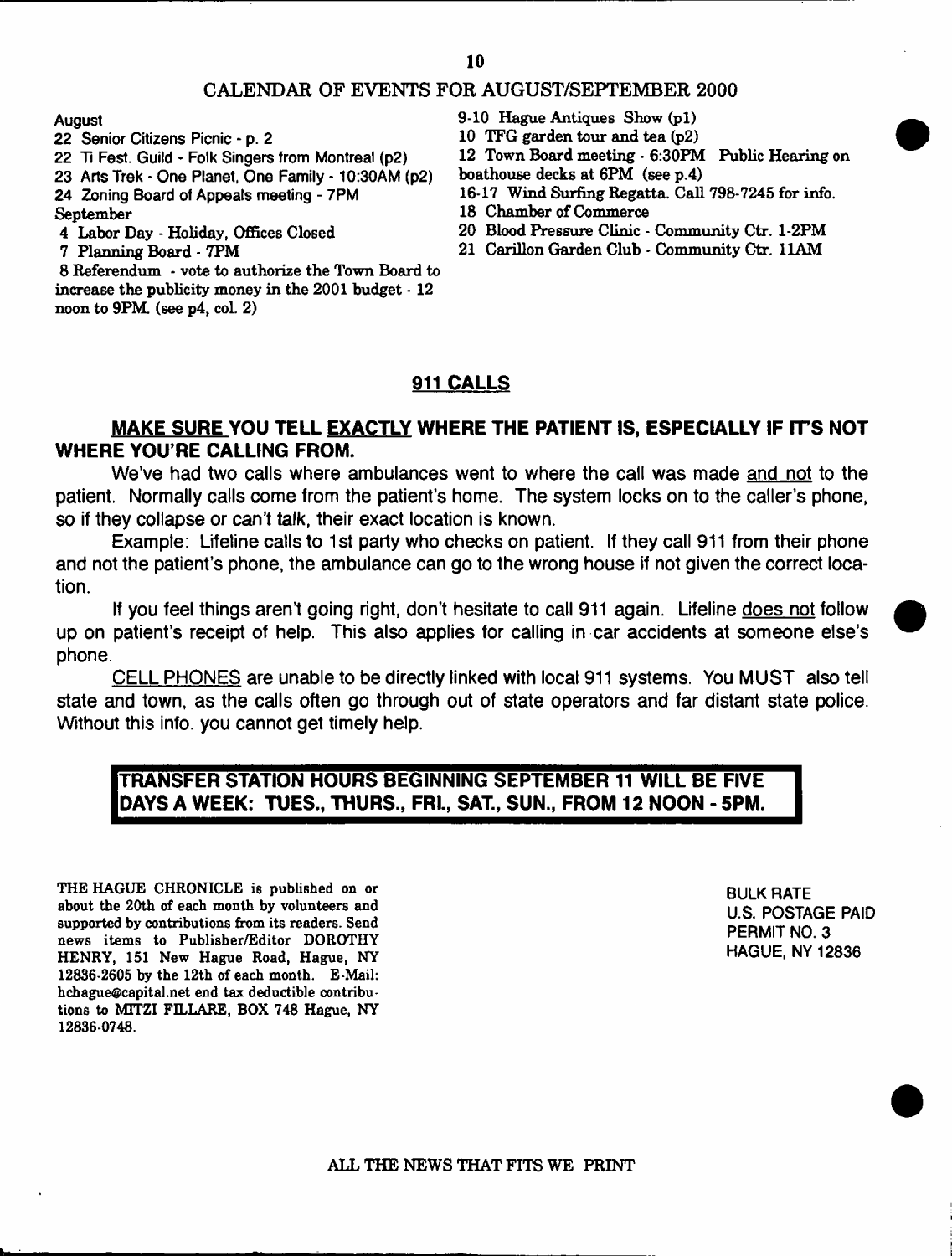## CALENDAR OF EVENTS FOR AUGUST/SEPTEMBER 2000

August

22 Senior Citizens Picnic - p. 2

22 Ti Fest. Guild - Folk Singers from Montreal (p2)

23 Arts Trek - One Planet, One Family - 10:30AM (p2)

24 Zoning Board of Appeals meeting - 7PM

September

4 Labor Day - Holiday, Offices Closed

7 Planning Board - 7PM

8 Referendum - vote to authorize the Town Board to increase the publicity money in the 2001 budget - 12 noon to 9PM. (see p4, col. 2)

9-10 Hague Antiques Show (p1)

10 TFG garden tour and tea (p2)

12 Town Board meeting - 6:30PM Public Hearing on boathouse decks at 6PM (see p.4)

16-17 Wind Surfing Regatta. Call 798-7245 for info.

18 Chamber of Commerce

20 Blood Pressure Clinic - Community Ctr. 1-2PM

21 Carillon Garden Club - Community Ctr. 11AM

## 911 CALLS

### MAKE SURE YOU TELL EXACTLY WHERE THE PATIENT IS, ESPECIALLY IF IT'S NOT WHERE YOU'RE CALLING FROM.

We've had two calls where ambulances went to where the call was made and not to the patient. Normally calls come from the patient's home. The system locks on to the caller's phone, so if they collapse or can't talk, their exact location is known.

Example: Lifeline calls to 1st party who checks on patient. If they call 911 from their phone and not the patient's phone, the ambulance can go to the wrong house if not given the correct location.

If you feel things aren't going right, don't hesitate to call 911 again. Lifeline does not follow up on patient's receipt of help. This also applies for calling in car accidents at someone else's phone.

CELL PHONES are unable to be directly linked with local 911 systems. You MUST also tell state and town, as the calls often go through out of state operators and far distant state police. Without this info. you cannot get timely help.

**TRANSFER STATION HOURS BEGINNING SEPTEMBER 11 WILL BE FIVE DAYS A WEEK: TUES., THURS., FRI., SAT., SUN., FROM 12 NOON - 5PM.**

THE HAGUE CHRONICLE is published on or about the 20th of each month by volunteers and supported by contributions from its readers. Send news items to Publisher/Editor DOROTHY HENRY, 151 New Hague Road, Hague, NY 12836-2605 by the 12th of each month. E-Mail: hchague@capital.net end tax deductible contributions to MITZI FILLARE, BOX 748 Hague, NY 12836-0748.

BULK RATE
U.S. POSTAGE PAID
PERMIT NO. 3
HAGUE, NY 12836

ALL THE NEWS THAT FITS WE PRINT